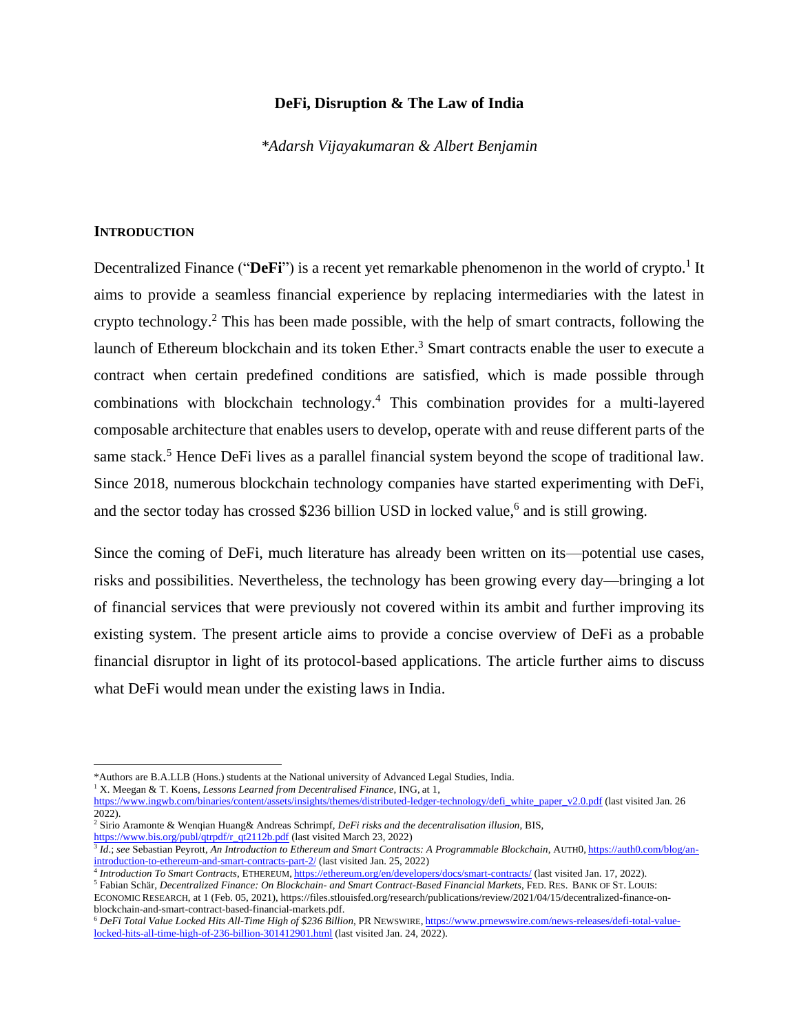# DeFi, Disruption & The Law of India

*\*Adarsh Vijayakumaran & Albert Benjamin*

## INTRODUCTION

Decentralized Finance ("**DeFi**") is a recent yet remarkable phenomenon in the world of crypto.[1] It aims to provide a seamless financial experience by replacing intermediaries with the latest in crypto technology.[2] This has been made possible, with the help of smart contracts, following the launch of Ethereum blockchain and its token Ether.[3] Smart contracts enable the user to execute a contract when certain predefined conditions are satisfied, which is made possible through combinations with blockchain technology.[4] This combination provides for a multi-layered composable architecture that enables users to develop, operate with and reuse different parts of the same stack.[5] Hence DeFi lives as a parallel financial system beyond the scope of traditional law. Since 2018, numerous blockchain technology companies have started experimenting with DeFi, and the sector today has crossed $236 billion USD in locked value,[6] and is still growing.

Since the coming of DeFi, much literature has already been written on its—potential use cases, risks and possibilities. Nevertheless, the technology has been growing every day—bringing a lot of financial services that were previously not covered within its ambit and further improving its existing system. The present article aims to provide a concise overview of DeFi as a probable financial disruptor in light of its protocol-based applications. The article further aims to discuss what DeFi would mean under the existing laws in India.

---

\*Authors are B.A.LLB (Hons.) students at the National university of Advanced Legal Studies, India.

[1] X. Meegan & T. Koens, *Lessons Learned from Decentralised Finance*, ING, at 1, https://www.ingwb.com/binaries/content/assets/insights/themes/distributed-ledger-technology/defi_white_paper_v2.0.pdf (last visited Jan. 26 2022).

[2] Sirio Aramonte & Wenqian Huang& Andreas Schrimpf, *DeFi risks and the decentralisation illusion*, BIS, https://www.bis.org/publ/qtrpdf/r_qt2112b.pdf (last visited March 23, 2022)

[3] *Id.*; *see* Sebastian Peyrott, *An Introduction to Ethereum and Smart Contracts: A Programmable Blockchain*, AUTH0, https://auth0.com/blog/an-introduction-to-ethereum-and-smart-contracts-part-2/ (last visited Jan. 25, 2022)

[4] *Introduction To Smart Contracts*, ETHEREUM, https://ethereum.org/en/developers/docs/smart-contracts/ (last visited Jan. 17, 2022).

[5] Fabian Schär, *Decentralized Finance: On Blockchain- and Smart Contract-Based Financial Markets*, FED. RES. BANK OF ST. LOUIS: ECONOMIC RESEARCH, at 1 (Feb. 05, 2021), https://files.stlouisfed.org/research/publications/review/2021/04/15/decentralized-finance-on-blockchain-and-smart-contract-based-financial-markets.pdf.

[6] *DeFi Total Value Locked Hits All-Time High of $236 Billion*, PR NEWSWIRE, https://www.prnewswire.com/news-releases/defi-total-value-locked-hits-all-time-high-of-236-billion-301412901.html (last visited Jan. 24, 2022).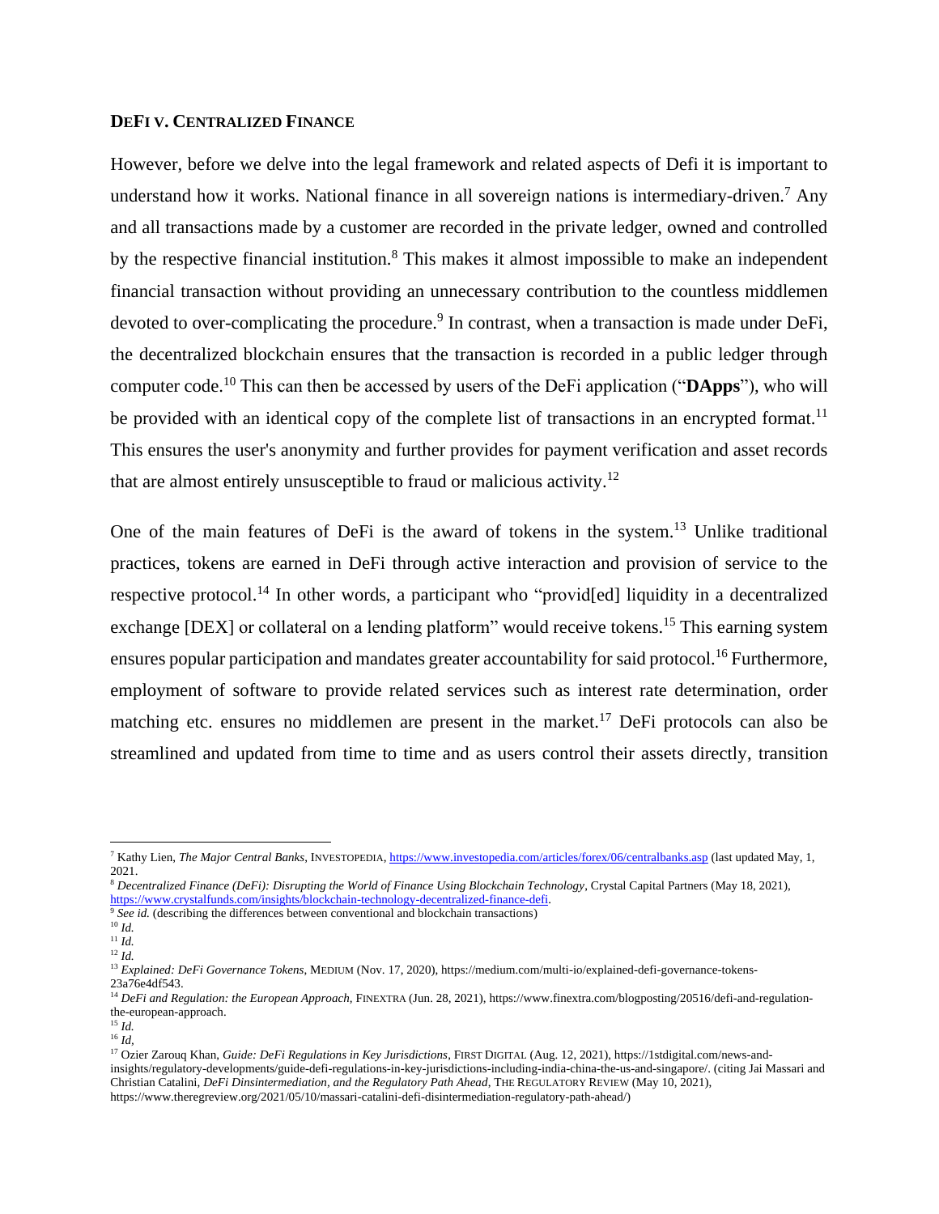## **DEFI V. CENTRALIZED FINANCE**

However, before we delve into the legal framework and related aspects of Defi it is important to understand how it works. National finance in all sovereign nations is intermediary-driven.[7] Any and all transactions made by a customer are recorded in the private ledger, owned and controlled by the respective financial institution.[8] This makes it almost impossible to make an independent financial transaction without providing an unnecessary contribution to the countless middlemen devoted to over-complicating the procedure.[9] In contrast, when a transaction is made under DeFi, the decentralized blockchain ensures that the transaction is recorded in a public ledger through computer code.[10] This can then be accessed by users of the DeFi application ("**DApps**"), who will be provided with an identical copy of the complete list of transactions in an encrypted format.[11] This ensures the user's anonymity and further provides for payment verification and asset records that are almost entirely unsusceptible to fraud or malicious activity.[12]

One of the main features of DeFi is the award of tokens in the system.[13] Unlike traditional practices, tokens are earned in DeFi through active interaction and provision of service to the respective protocol.[14] In other words, a participant who "provid[ed] liquidity in a decentralized exchange [DEX] or collateral on a lending platform" would receive tokens.[15] This earning system ensures popular participation and mandates greater accountability for said protocol.[16] Furthermore, employment of software to provide related services such as interest rate determination, order matching etc. ensures no middlemen are present in the market.[17] DeFi protocols can also be streamlined and updated from time to time and as users control their assets directly, transition

---

[7] Kathy Lien, *The Major Central Banks*, INVESTOPEDIA, https://www.investopedia.com/articles/forex/06/centralbanks.asp (last updated May, 1, 2021.

[8] *Decentralized Finance (DeFi): Disrupting the World of Finance Using Blockchain Technology*, Crystal Capital Partners (May 18, 2021), https://www.crystalfunds.com/insights/blockchain-technology-decentralized-finance-defi.

[9] *See id.* (describing the differences between conventional and blockchain transactions)

[10] *Id.*

[11] *Id.*

[12] *Id.*

[13] *Explained: DeFi Governance Tokens*, MEDIUM (Nov. 17, 2020), https://medium.com/multi-io/explained-defi-governance-tokens-23a76e4df543.

[14] *DeFi and Regulation: the European Approach*, FINEXTRA (Jun. 28, 2021), https://www.finextra.com/blogposting/20516/defi-and-regulation-the-european-approach.

[15] *Id.*

[16] *Id*,

[17] Ozier Zarouq Khan, *Guide: DeFi Regulations in Key Jurisdictions*, FIRST DIGITAL (Aug. 12, 2021), https://1stdigital.com/news-and-insights/regulatory-developments/guide-defi-regulations-in-key-jurisdictions-including-india-china-the-us-and-singapore/. (citing Jai Massari and Christian Catalini, *DeFi Dinsintermediation, and the Regulatory Path Ahead*, THE REGULATORY REVIEW (May 10, 2021), https://www.theregreview.org/2021/05/10/massari-catalini-defi-disintermediation-regulatory-path-ahead/)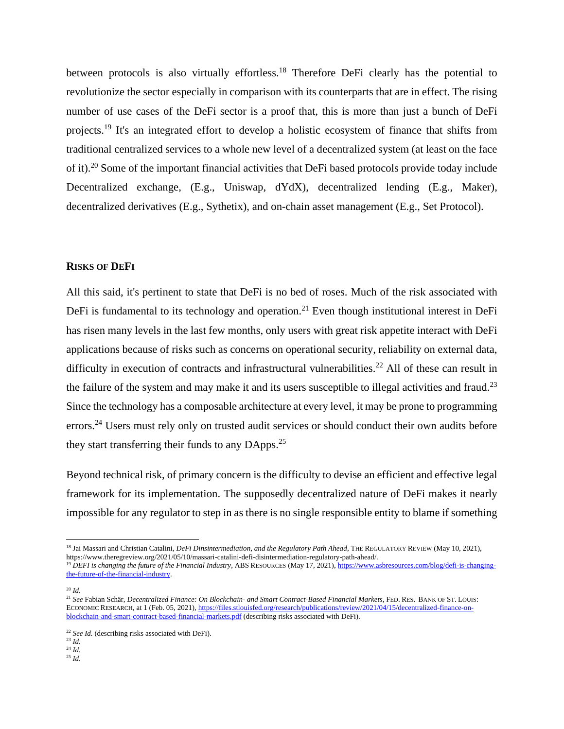between protocols is also virtually effortless.[18] Therefore DeFi clearly has the potential to revolutionize the sector especially in comparison with its counterparts that are in effect. The rising number of use cases of the DeFi sector is a proof that, this is more than just a bunch of DeFi projects.[19] It's an integrated effort to develop a holistic ecosystem of finance that shifts from traditional centralized services to a whole new level of a decentralized system (at least on the face of it).[20] Some of the important financial activities that DeFi based protocols provide today include Decentralized exchange, (E.g., Uniswap, dYdX), decentralized lending (E.g., Maker), decentralized derivatives (E.g., Sythetix), and on-chain asset management (E.g., Set Protocol).

## RISKS OF DEFI

All this said, it's pertinent to state that DeFi is no bed of roses. Much of the risk associated with DeFi is fundamental to its technology and operation.[21] Even though institutional interest in DeFi has risen many levels in the last few months, only users with great risk appetite interact with DeFi applications because of risks such as concerns on operational security, reliability on external data, difficulty in execution of contracts and infrastructural vulnerabilities.[22] All of these can result in the failure of the system and may make it and its users susceptible to illegal activities and fraud.[23] Since the technology has a composable architecture at every level, it may be prone to programming errors.[24] Users must rely only on trusted audit services or should conduct their own audits before they start transferring their funds to any DApps.[25]

Beyond technical risk, of primary concern is the difficulty to devise an efficient and effective legal framework for its implementation. The supposedly decentralized nature of DeFi makes it nearly impossible for any regulator to step in as there is no single responsible entity to blame if something

---

[18] Jai Massari and Christian Catalini, *DeFi Dinsintermediation, and the Regulatory Path Ahead*, THE REGULATORY REVIEW (May 10, 2021), https://www.theregreview.org/2021/05/10/massari-catalini-defi-disintermediation-regulatory-path-ahead/.

[19] *DEFI is changing the future of the Financial Industry*, ABS RESOURCES (May 17, 2021), https://www.asbresources.com/blog/defi-is-changing-the-future-of-the-financial-industry.

[20] *Id.*

[21] *See* Fabian Schär, *Decentralized Finance: On Blockchain- and Smart Contract-Based Financial Markets*, FED. RES. BANK OF ST. LOUIS: ECONOMIC RESEARCH, at 1 (Feb. 05, 2021), https://files.stlouisfed.org/research/publications/review/2021/04/15/decentralized-finance-on-blockchain-and-smart-contract-based-financial-markets.pdf (describing risks associated with DeFi).

[22] *See Id.* (describing risks associated with DeFi).

[23] *Id.*

[24] *Id.*

[25] *Id.*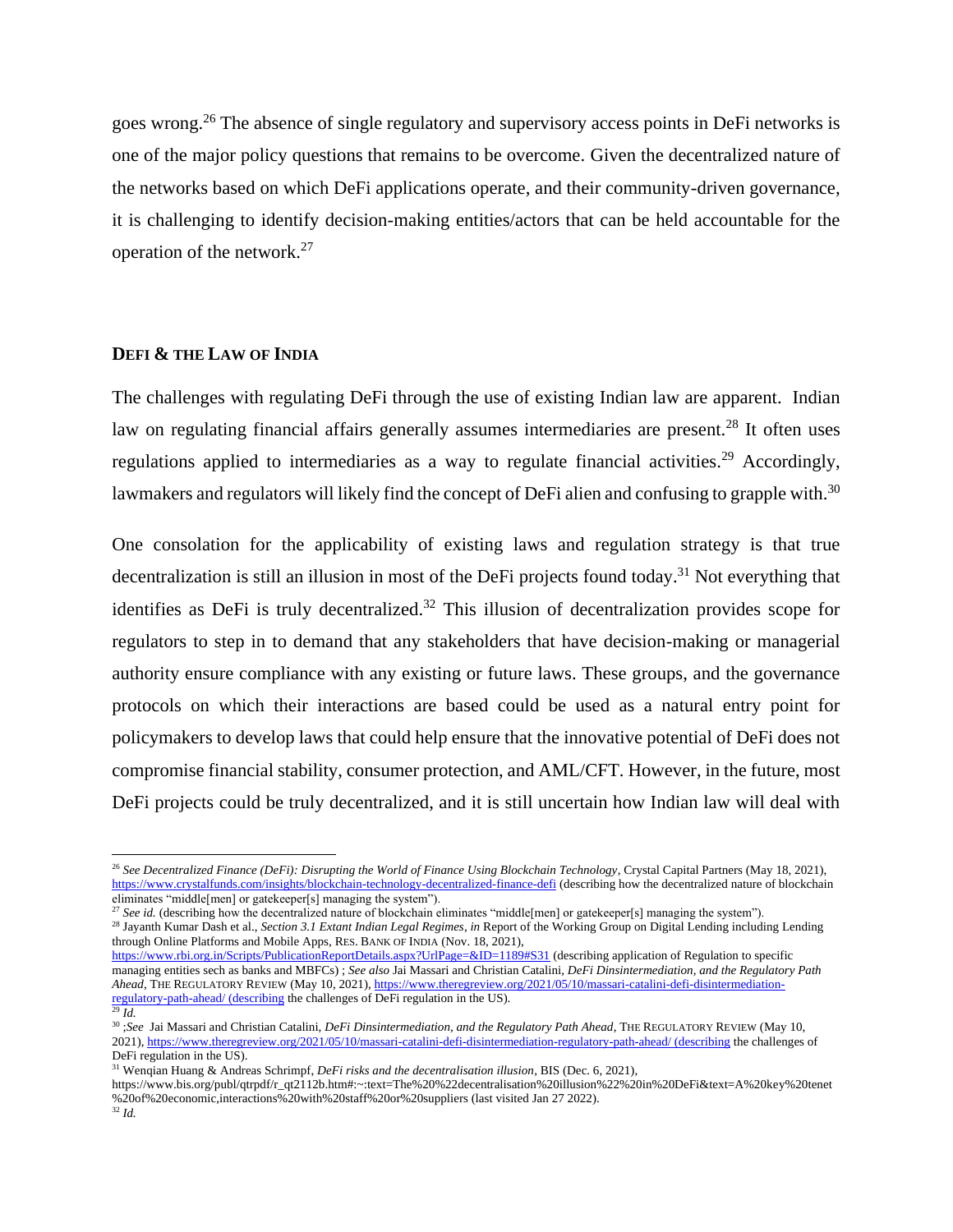goes wrong.[26] The absence of single regulatory and supervisory access points in DeFi networks is one of the major policy questions that remains to be overcome. Given the decentralized nature of the networks based on which DeFi applications operate, and their community-driven governance, it is challenging to identify decision-making entities/actors that can be held accountable for the operation of the network.[27]

## **DEFI & THE LAW OF INDIA**

The challenges with regulating DeFi through the use of existing Indian law are apparent. Indian law on regulating financial affairs generally assumes intermediaries are present.[28] It often uses regulations applied to intermediaries as a way to regulate financial activities.[29] Accordingly, lawmakers and regulators will likely find the concept of DeFi alien and confusing to grapple with.[30]

One consolation for the applicability of existing laws and regulation strategy is that true decentralization is still an illusion in most of the DeFi projects found today.[31] Not everything that identifies as DeFi is truly decentralized.[32] This illusion of decentralization provides scope for regulators to step in to demand that any stakeholders that have decision-making or managerial authority ensure compliance with any existing or future laws. These groups, and the governance protocols on which their interactions are based could be used as a natural entry point for policymakers to develop laws that could help ensure that the innovative potential of DeFi does not compromise financial stability, consumer protection, and AML/CFT. However, in the future, most DeFi projects could be truly decentralized, and it is still uncertain how Indian law will deal with

---

[26] *See Decentralized Finance (DeFi): Disrupting the World of Finance Using Blockchain Technology*, Crystal Capital Partners (May 18, 2021), https://www.crystalfunds.com/insights/blockchain-technology-decentralized-finance-defi (describing how the decentralized nature of blockchain eliminates "middle[men] or gatekeeper[s] managing the system").

[27] *See id.* (describing how the decentralized nature of blockchain eliminates "middle[men] or gatekeeper[s] managing the system").

[28] Jayanth Kumar Dash et al., *Section 3.1 Extant Indian Legal Regimes*, *in* Report of the Working Group on Digital Lending including Lending through Online Platforms and Mobile Apps, RES. BANK OF INDIA (Nov. 18, 2021), https://www.rbi.org.in/Scripts/PublicationReportDetails.aspx?UrlPage=&ID=1189#S31 (describing application of Regulation to specific managing entities sech as banks and MBFCs) ; *See also* Jai Massari and Christian Catalini, *DeFi Dinsintermediation, and the Regulatory Path Ahead*, THE REGULATORY REVIEW (May 10, 2021), https://www.theregreview.org/2021/05/10/massari-catalini-defi-disintermediation-regulatory-path-ahead/ (describing the challenges of DeFi regulation in the US).

[29] *Id.*

[30] ;*See* Jai Massari and Christian Catalini, *DeFi Dinsintermediation, and the Regulatory Path Ahead*, THE REGULATORY REVIEW (May 10, 2021), https://www.theregreview.org/2021/05/10/massari-catalini-defi-disintermediation-regulatory-path-ahead/ (describing the challenges of DeFi regulation in the US).

[31] Wenqian Huang & Andreas Schrimpf, *DeFi risks and the decentralisation illusion*, BIS (Dec. 6, 2021), https://www.bis.org/publ/qtrpdf/r_qt2112b.htm#:~:text=The%20%22decentralisation%20illusion%22%20in%20DeFi&text=A%20key%20tenet%20of%20economic,interactions%20with%20staff%20or%20suppliers (last visited Jan 27 2022).

[32] *Id.*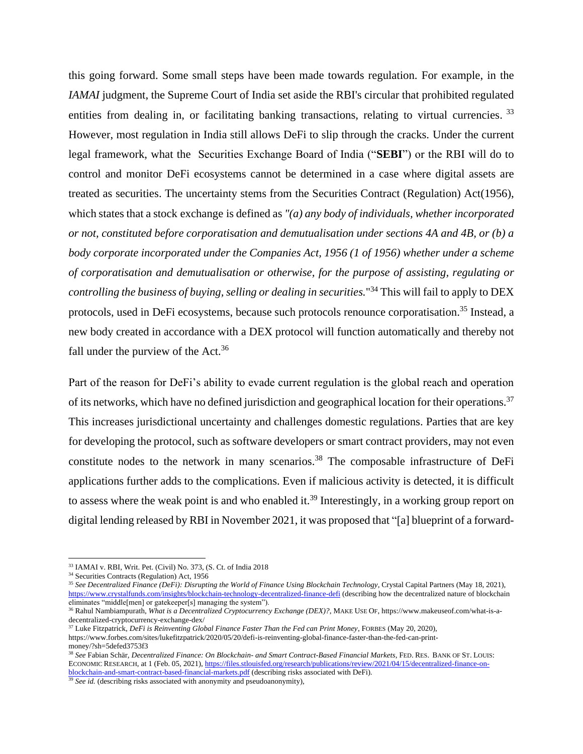this going forward. Some small steps have been made towards regulation. For example, in the *IAMAI* judgment, the Supreme Court of India set aside the RBI's circular that prohibited regulated entities from dealing in, or facilitating banking transactions, relating to virtual currencies. [33] However, most regulation in India still allows DeFi to slip through the cracks. Under the current legal framework, what the Securities Exchange Board of India ("**SEBI**") or the RBI will do to control and monitor DeFi ecosystems cannot be determined in a case where digital assets are treated as securities. The uncertainty stems from the Securities Contract (Regulation) Act(1956), which states that a stock exchange is defined as *"(a) any body of individuals, whether incorporated or not, constituted before corporatisation and demutualisation under sections 4A and 4B, or (b) a body corporate incorporated under the Companies Act, 1956 (1 of 1956) whether under a scheme of corporatisation and demutualisation or otherwise, for the purpose of assisting, regulating or controlling the business of buying, selling or dealing in securities."*[34] This will fail to apply to DEX protocols, used in DeFi ecosystems, because such protocols renounce corporatisation.[35] Instead, a new body created in accordance with a DEX protocol will function automatically and thereby not fall under the purview of the Act.[36]

Part of the reason for DeFi's ability to evade current regulation is the global reach and operation of its networks, which have no defined jurisdiction and geographical location for their operations.[37] This increases jurisdictional uncertainty and challenges domestic regulations. Parties that are key for developing the protocol, such as software developers or smart contract providers, may not even constitute nodes to the network in many scenarios.[38] The composable infrastructure of DeFi applications further adds to the complications. Even if malicious activity is detected, it is difficult to assess where the weak point is and who enabled it.[39] Interestingly, in a working group report on digital lending released by RBI in November 2021, it was proposed that "[a] blueprint of a forward-

---

[33] IAMAI v. RBI, Writ. Pet. (Civil) No. 373, (S. Ct. of India 2018

[34] Securities Contracts (Regulation) Act, 1956

[35] *See Decentralized Finance (DeFi): Disrupting the World of Finance Using Blockchain Technology*, Crystal Capital Partners (May 18, 2021), https://www.crystalfunds.com/insights/blockchain-technology-decentralized-finance-defi (describing how the decentralized nature of blockchain eliminates "middle[men] or gatekeeper[s] managing the system").

[36] Rahul Nambiampurath, *What is a Decentralized Cryptocurrency Exchange (DEX)?*, MAKE USE OF, https://www.makeuseof.com/what-is-a-decentralized-cryptocurrency-exchange-dex/

[37] Luke Fitzpatrick, *DeFi is Reinventing Global Finance Faster Than the Fed can Print Money*, FORBES (May 20, 2020), https://www.forbes.com/sites/lukefitzpatrick/2020/05/20/defi-is-reinventing-global-finance-faster-than-the-fed-can-print-money/?sh=5defed3753f3

[38] *See* Fabian Schär, *Decentralized Finance: On Blockchain- and Smart Contract-Based Financial Markets*, FED. RES. BANK OF ST. LOUIS: ECONOMIC RESEARCH, at 1 (Feb. 05, 2021), https://files.stlouisfed.org/research/publications/review/2021/04/15/decentralized-finance-on-blockchain-and-smart-contract-based-financial-markets.pdf (describing risks associated with DeFi).

[39] *See id.* (describing risks associated with anonymity and pseudoanonymity),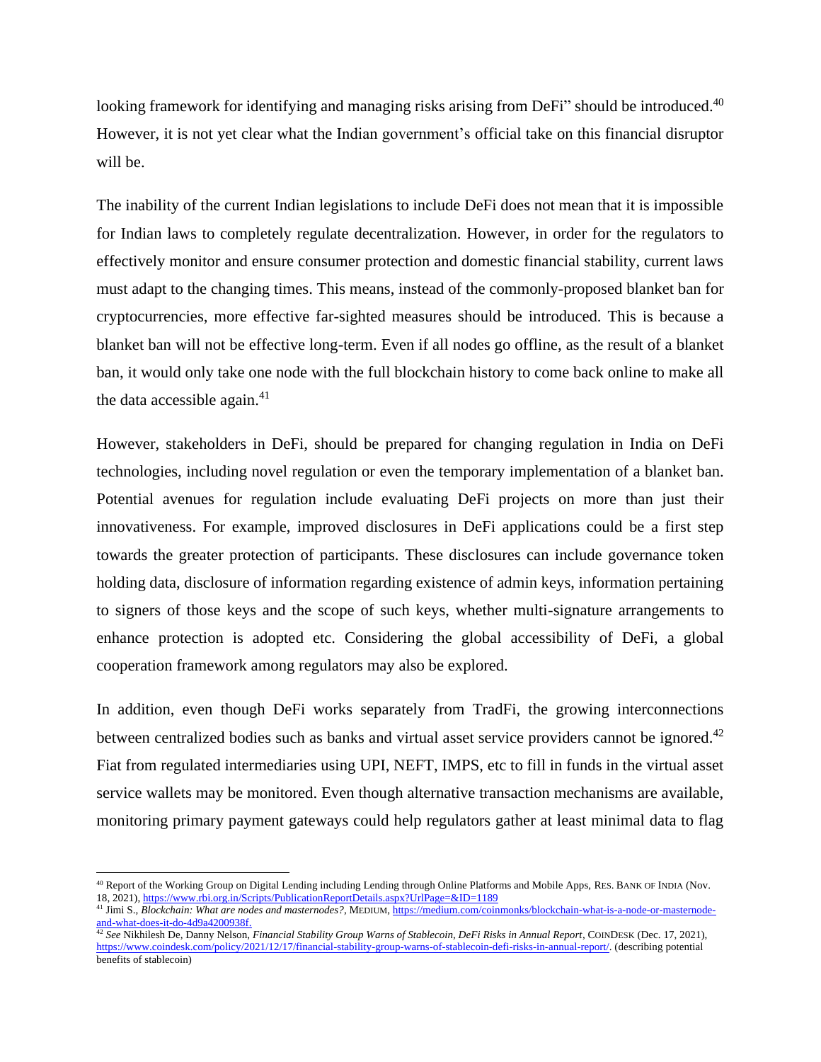looking framework for identifying and managing risks arising from DeFi" should be introduced.[40] However, it is not yet clear what the Indian government's official take on this financial disruptor will be.

The inability of the current Indian legislations to include DeFi does not mean that it is impossible for Indian laws to completely regulate decentralization. However, in order for the regulators to effectively monitor and ensure consumer protection and domestic financial stability, current laws must adapt to the changing times. This means, instead of the commonly-proposed blanket ban for cryptocurrencies, more effective far-sighted measures should be introduced. This is because a blanket ban will not be effective long-term. Even if all nodes go offline, as the result of a blanket ban, it would only take one node with the full blockchain history to come back online to make all the data accessible again.[41]

However, stakeholders in DeFi, should be prepared for changing regulation in India on DeFi technologies, including novel regulation or even the temporary implementation of a blanket ban. Potential avenues for regulation include evaluating DeFi projects on more than just their innovativeness. For example, improved disclosures in DeFi applications could be a first step towards the greater protection of participants. These disclosures can include governance token holding data, disclosure of information regarding existence of admin keys, information pertaining to signers of those keys and the scope of such keys, whether multi-signature arrangements to enhance protection is adopted etc. Considering the global accessibility of DeFi, a global cooperation framework among regulators may also be explored.

In addition, even though DeFi works separately from TradFi, the growing interconnections between centralized bodies such as banks and virtual asset service providers cannot be ignored.[42] Fiat from regulated intermediaries using UPI, NEFT, IMPS, etc to fill in funds in the virtual asset service wallets may be monitored. Even though alternative transaction mechanisms are available, monitoring primary payment gateways could help regulators gather at least minimal data to flag

---

[40] Report of the Working Group on Digital Lending including Lending through Online Platforms and Mobile Apps, RES. BANK OF INDIA (Nov. 18, 2021), https://www.rbi.org.in/Scripts/PublicationReportDetails.aspx?UrlPage=&ID=1189

[41] Jimi S., *Blockchain: What are nodes and masternodes?*, MEDIUM, https://medium.com/coinmonks/blockchain-what-is-a-node-or-masternode-and-what-does-it-do-4d9a4200938f.

[42] *See* Nikhilesh De, Danny Nelson, *Financial Stability Group Warns of Stablecoin, DeFi Risks in Annual Report*, COINDESK (Dec. 17, 2021), https://www.coindesk.com/policy/2021/12/17/financial-stability-group-warns-of-stablecoin-defi-risks-in-annual-report/. (describing potential benefits of stablecoin)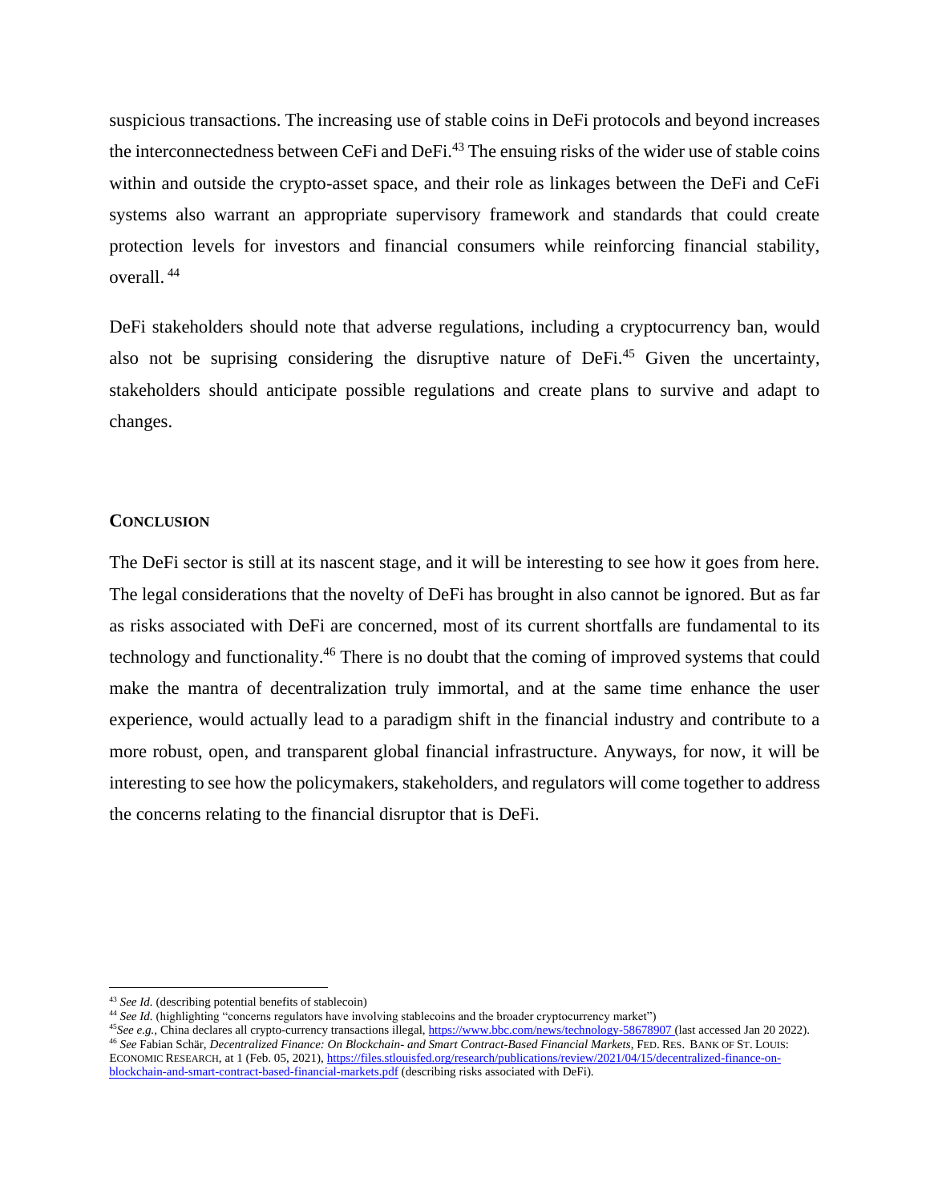suspicious transactions. The increasing use of stable coins in DeFi protocols and beyond increases the interconnectedness between CeFi and DeFi.[43] The ensuing risks of the wider use of stable coins within and outside the crypto-asset space, and their role as linkages between the DeFi and CeFi systems also warrant an appropriate supervisory framework and standards that could create protection levels for investors and financial consumers while reinforcing financial stability, overall.[44]

DeFi stakeholders should note that adverse regulations, including a cryptocurrency ban, would also not be suprising considering the disruptive nature of DeFi.[45] Given the uncertainty, stakeholders should anticipate possible regulations and create plans to survive and adapt to changes.

## CONCLUSION

The DeFi sector is still at its nascent stage, and it will be interesting to see how it goes from here. The legal considerations that the novelty of DeFi has brought in also cannot be ignored. But as far as risks associated with DeFi are concerned, most of its current shortfalls are fundamental to its technology and functionality.[46] There is no doubt that the coming of improved systems that could make the mantra of decentralization truly immortal, and at the same time enhance the user experience, would actually lead to a paradigm shift in the financial industry and contribute to a more robust, open, and transparent global financial infrastructure. Anyways, for now, it will be interesting to see how the policymakers, stakeholders, and regulators will come together to address the concerns relating to the financial disruptor that is DeFi.

---

[43] *See Id.* (describing potential benefits of stablecoin)

[44] *See Id.* (highlighting "concerns regulators have involving stablecoins and the broader cryptocurrency market")

[45] *See e.g.*, China declares all crypto-currency transactions illegal, https://www.bbc.com/news/technology-58678907 (last accessed Jan 20 2022).

[46] *See* Fabian Schär, *Decentralized Finance: On Blockchain- and Smart Contract-Based Financial Markets*, FED. RES. BANK OF ST. LOUIS: ECONOMIC RESEARCH, at 1 (Feb. 05, 2021), https://files.stlouisfed.org/research/publications/review/2021/04/15/decentralized-finance-on-blockchain-and-smart-contract-based-financial-markets.pdf (describing risks associated with DeFi).